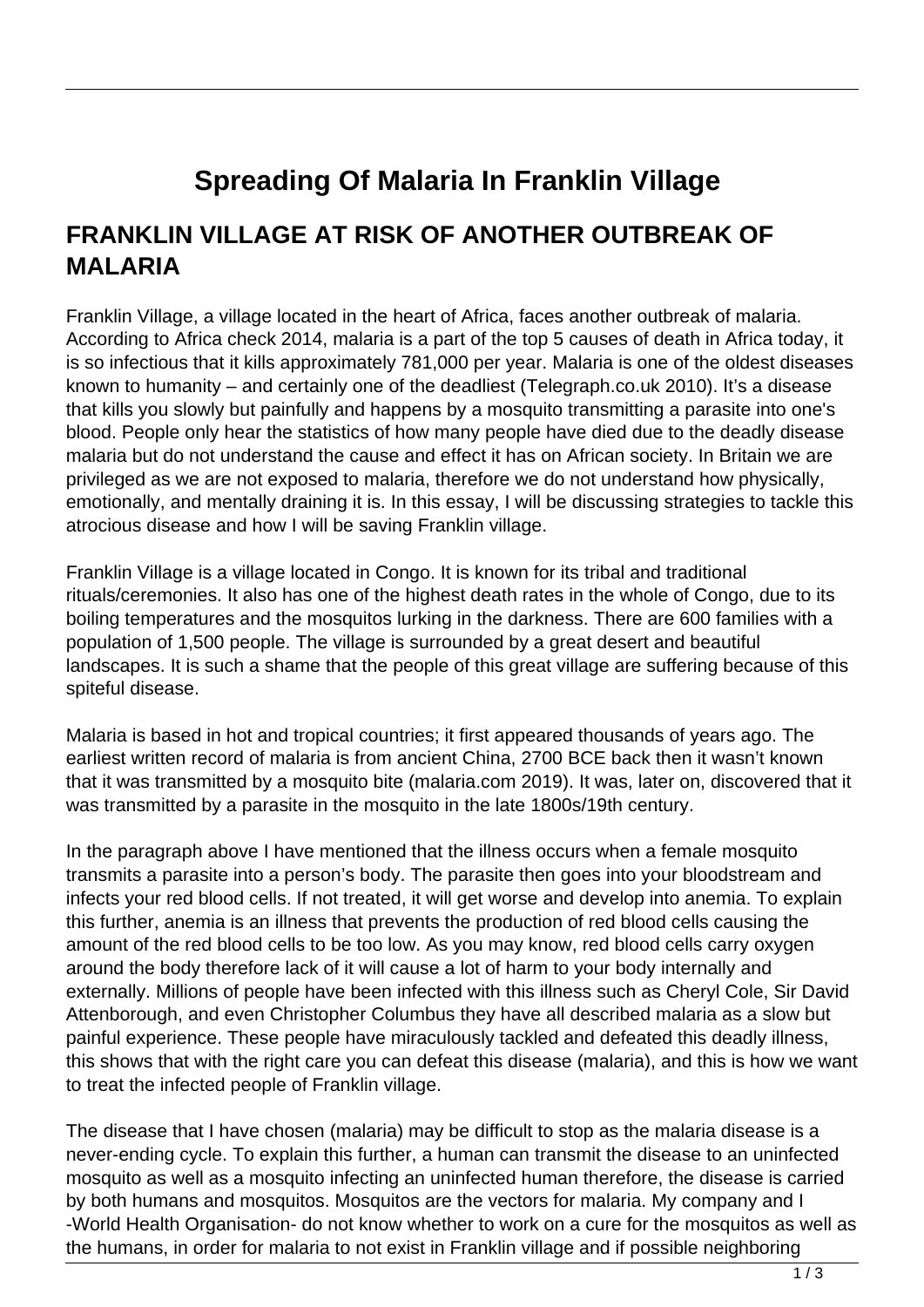# Spreading Of Malaria In Franklin Village

## FRANKLIN VILLAGE AT RISK OF ANOTHER OUTBREAK OF MALARIA

Franklin Village, a village located in the heart of Africa, faces another outbreak of malaria. According to Africa check 2014, malaria is a part of the top 5 causes of death in Africa today, it is so infectious that it kills approximately 781,000 per year. Malaria is one of the oldest diseases known to humanity – and certainly one of the deadliest (Telegraph.co.uk 2010). It's a disease that kills you slowly but painfully and happens by a mosquito transmitting a parasite into one's blood. People only hear the statistics of how many people have died due to the deadly disease malaria but do not understand the cause and effect it has on African society. In Britain we are privileged as we are not exposed to malaria, therefore we do not understand how physically, emotionally, and mentally draining it is. In this essay, I will be discussing strategies to tackle this atrocious disease and how I will be saving Franklin village.

Franklin Village is a village located in Congo. It is known for its tribal and traditional rituals/ceremonies. It also has one of the highest death rates in the whole of Congo, due to its boiling temperatures and the mosquitos lurking in the darkness. There are 600 families with a population of 1,500 people. The village is surrounded by a great desert and beautiful landscapes. It is such a shame that the people of this great village are suffering because of this spiteful disease.

Malaria is based in hot and tropical countries; it first appeared thousands of years ago. The earliest written record of malaria is from ancient China, 2700 BCE back then it wasn't known that it was transmitted by a mosquito bite (malaria.com 2019). It was, later on, discovered that it was transmitted by a parasite in the mosquito in the late 1800s/19th century.

In the paragraph above I have mentioned that the illness occurs when a female mosquito transmits a parasite into a person's body. The parasite then goes into your bloodstream and infects your red blood cells. If not treated, it will get worse and develop into anemia. To explain this further, anemia is an illness that prevents the production of red blood cells causing the amount of the red blood cells to be too low. As you may know, red blood cells carry oxygen around the body therefore lack of it will cause a lot of harm to your body internally and externally. Millions of people have been infected with this illness such as Cheryl Cole, Sir David Attenborough, and even Christopher Columbus they have all described malaria as a slow but painful experience. These people have miraculously tackled and defeated this deadly illness, this shows that with the right care you can defeat this disease (malaria), and this is how we want to treat the infected people of Franklin village.

The disease that I have chosen (malaria) may be difficult to stop as the malaria disease is a never-ending cycle. To explain this further, a human can transmit the disease to an uninfected mosquito as well as a mosquito infecting an uninfected human therefore, the disease is carried by both humans and mosquitos. Mosquitos are the vectors for malaria. My company and I -World Health Organisation- do not know whether to work on a cure for the mosquitos as well as the humans, in order for malaria to not exist in Franklin village and if possible neighboring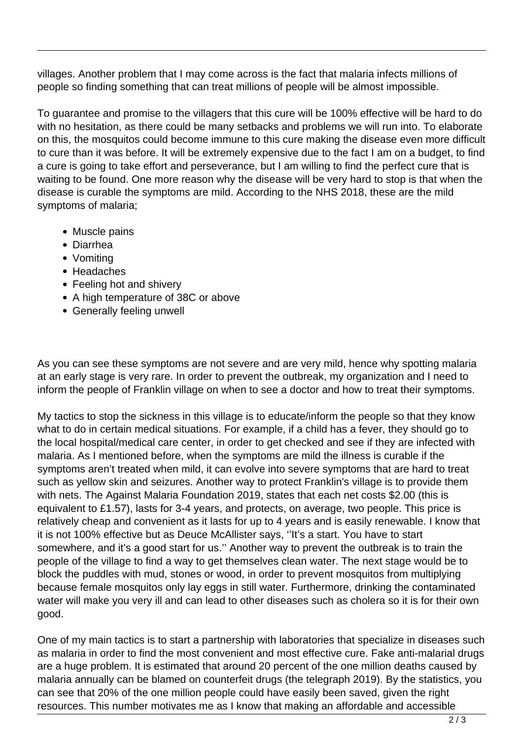villages. Another problem that I may come across is the fact that malaria infects millions of people so finding something that can treat millions of people will be almost impossible.

To guarantee and promise to the villagers that this cure will be 100% effective will be hard to do with no hesitation, as there could be many setbacks and problems we will run into. To elaborate on this, the mosquitos could become immune to this cure making the disease even more difficult to cure than it was before. It will be extremely expensive due to the fact I am on a budget, to find a cure is going to take effort and perseverance, but I am willing to find the perfect cure that is waiting to be found. One more reason why the disease will be very hard to stop is that when the disease is curable the symptoms are mild. According to the NHS 2018, these are the mild symptoms of malaria;

- Muscle pains
- Diarrhea
- Vomiting
- Headaches
- Feeling hot and shivery
- A high temperature of 38C or above
- Generally feeling unwell

As you can see these symptoms are not severe and are very mild, hence why spotting malaria at an early stage is very rare. In order to prevent the outbreak, my organization and I need to inform the people of Franklin village on when to see a doctor and how to treat their symptoms.

My tactics to stop the sickness in this village is to educate/inform the people so that they know what to do in certain medical situations. For example, if a child has a fever, they should go to the local hospital/medical care center, in order to get checked and see if they are infected with malaria. As I mentioned before, when the symptoms are mild the illness is curable if the symptoms aren't treated when mild, it can evolve into severe symptoms that are hard to treat such as yellow skin and seizures. Another way to protect Franklin's village is to provide them with nets. The Against Malaria Foundation 2019, states that each net costs $2.00 (this is equivalent to £1.57), lasts for 3-4 years, and protects, on average, two people. This price is relatively cheap and convenient as it lasts for up to 4 years and is easily renewable. I know that it is not 100% effective but as Deuce McAllister says, ''It's a start. You have to start somewhere, and it's a good start for us.'' Another way to prevent the outbreak is to train the people of the village to find a way to get themselves clean water. The next stage would be to block the puddles with mud, stones or wood, in order to prevent mosquitos from multiplying because female mosquitos only lay eggs in still water. Furthermore, drinking the contaminated water will make you very ill and can lead to other diseases such as cholera so it is for their own good.

One of my main tactics is to start a partnership with laboratories that specialize in diseases such as malaria in order to find the most convenient and most effective cure. Fake anti-malarial drugs are a huge problem. It is estimated that around 20 percent of the one million deaths caused by malaria annually can be blamed on counterfeit drugs (the telegraph 2019). By the statistics, you can see that 20% of the one million people could have easily been saved, given the right resources. This number motivates me as I know that making an affordable and accessible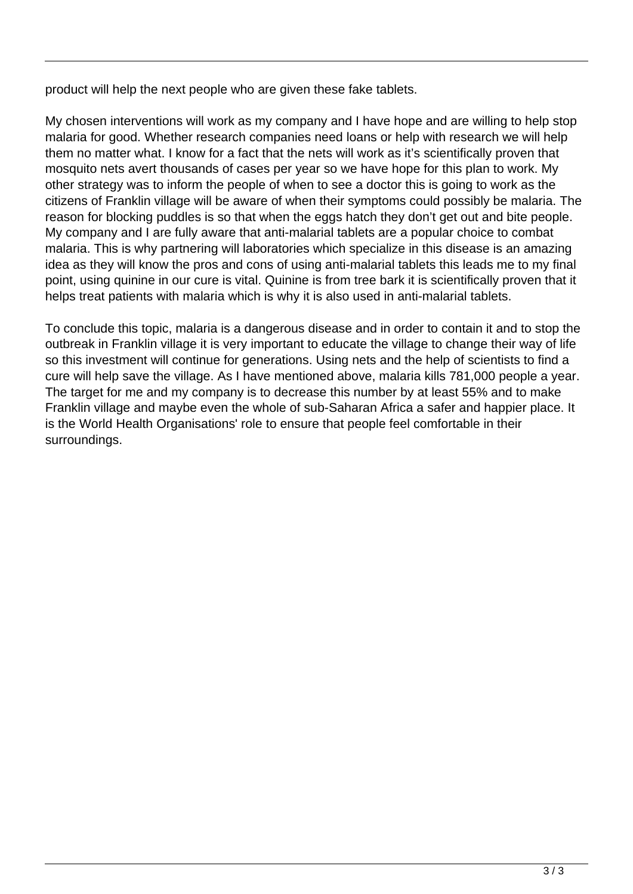product will help the next people who are given these fake tablets.

My chosen interventions will work as my company and I have hope and are willing to help stop malaria for good. Whether research companies need loans or help with research we will help them no matter what. I know for a fact that the nets will work as it's scientifically proven that mosquito nets avert thousands of cases per year so we have hope for this plan to work. My other strategy was to inform the people of when to see a doctor this is going to work as the citizens of Franklin village will be aware of when their symptoms could possibly be malaria. The reason for blocking puddles is so that when the eggs hatch they don't get out and bite people. My company and I are fully aware that anti-malarial tablets are a popular choice to combat malaria. This is why partnering will laboratories which specialize in this disease is an amazing idea as they will know the pros and cons of using anti-malarial tablets this leads me to my final point, using quinine in our cure is vital. Quinine is from tree bark it is scientifically proven that it helps treat patients with malaria which is why it is also used in anti-malarial tablets.

To conclude this topic, malaria is a dangerous disease and in order to contain it and to stop the outbreak in Franklin village it is very important to educate the village to change their way of life so this investment will continue for generations. Using nets and the help of scientists to find a cure will help save the village. As I have mentioned above, malaria kills 781,000 people a year. The target for me and my company is to decrease this number by at least 55% and to make Franklin village and maybe even the whole of sub-Saharan Africa a safer and happier place. It is the World Health Organisations' role to ensure that people feel comfortable in their surroundings.